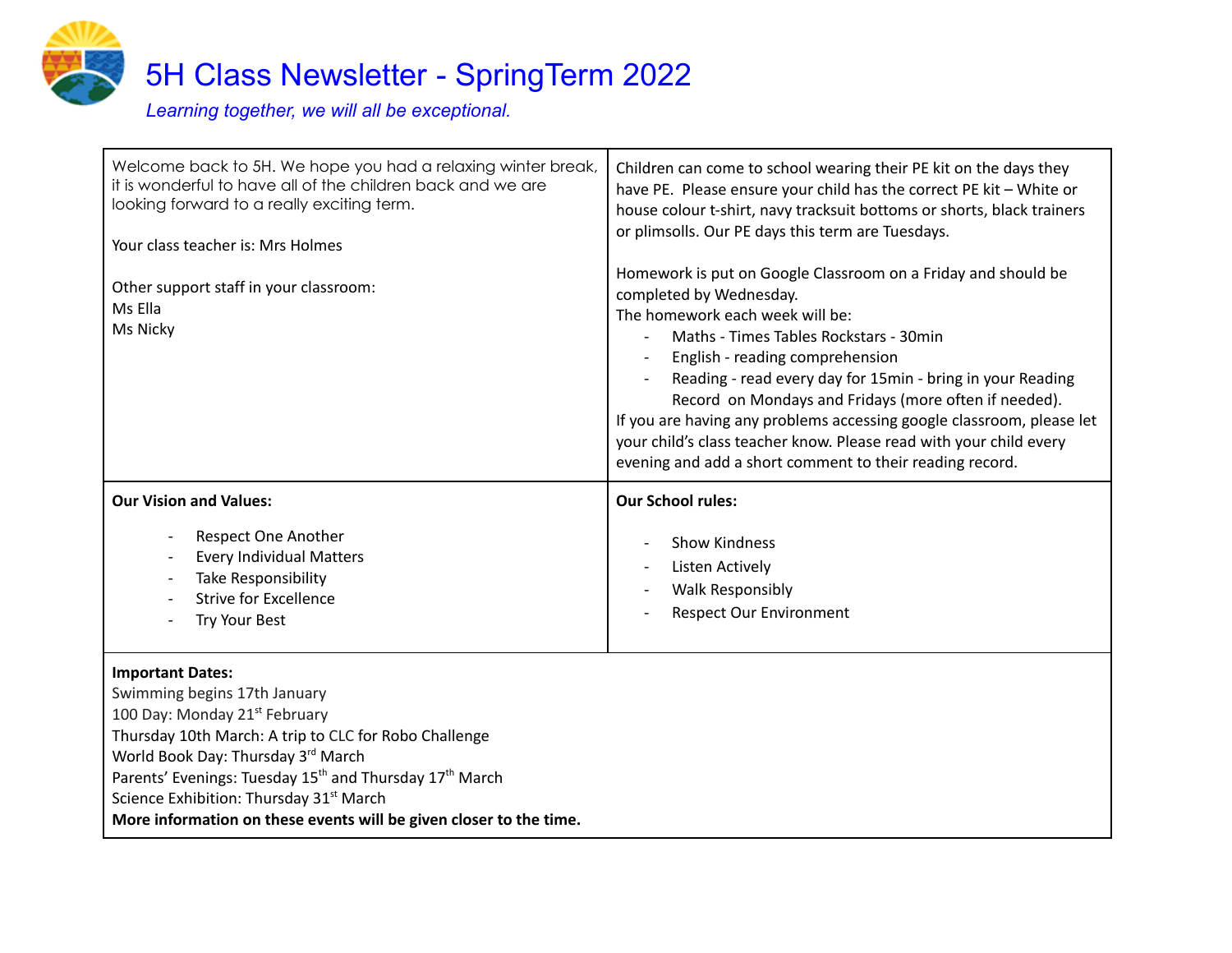# 5H Class Newsletter - SpringTerm 2022

*Learning together, we will all be exceptional.*

Welcome back to 5H. We hope you had a relaxing winter break, it is wonderful to have all of the children back and we are looking forward to a really exciting term.

Your class teacher is: Mrs Holmes

Other support staff in your classroom:
Ms Ella
Ms Nicky

Children can come to school wearing their PE kit on the days they have PE. Please ensure your child has the correct PE kit – White or house colour t-shirt, navy tracksuit bottoms or shorts, black trainers or plimsolls. Our PE days this term are Tuesdays.

Homework is put on Google Classroom on a Friday and should be completed by Wednesday.
The homework each week will be:

- Maths - Times Tables Rockstars - 30min
- English - reading comprehension
- Reading - read every day for 15min - bring in your Reading Record on Mondays and Fridays (more often if needed).

If you are having any problems accessing google classroom, please let your child's class teacher know. Please read with your child every evening and add a short comment to their reading record.

**Our Vision and Values:**

- Respect One Another
- Every Individual Matters
- Take Responsibility
- Strive for Excellence
- Try Your Best

**Our School rules:**

- Show Kindness
- Listen Actively
- Walk Responsibly
- Respect Our Environment

**Important Dates:**
Swimming begins 17th January
100 Day: Monday 21st February
Thursday 10th March: A trip to CLC for Robo Challenge
World Book Day: Thursday 3rd March
Parents' Evenings: Tuesday 15th and Thursday 17th March
Science Exhibition: Thursday 31st March
**More information on these events will be given closer to the time.**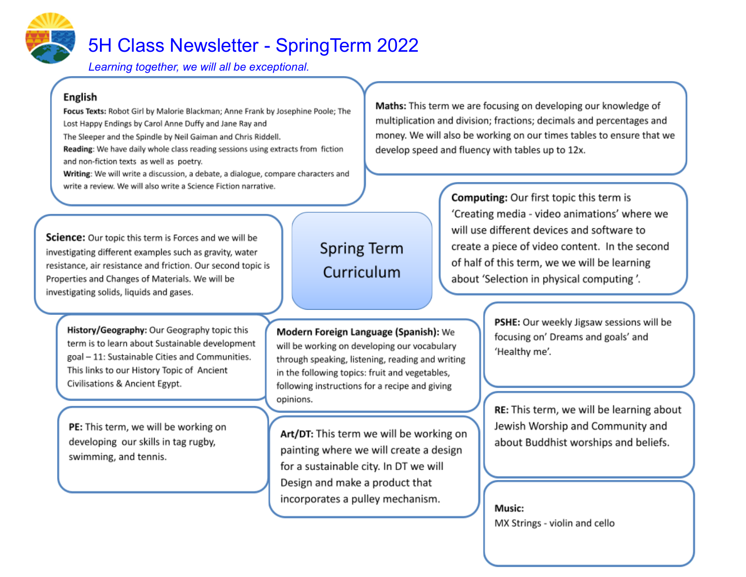# 5H Class Newsletter - SpringTerm 2022

*Learning together, we will all be exceptional.*

## Spring Term Curriculum

**English**

**Focus Texts:** Robot Girl by Malorie Blackman; Anne Frank by Josephine Poole; The Lost Happy Endings by Carol Anne Duffy and Jane Ray and The Sleeper and the Spindle by Neil Gaiman and Chris Riddell.

**Reading**: We have daily whole class reading sessions using extracts from fiction and non-fiction texts as well as poetry.

**Writing**: We will write a discussion, a debate, a dialogue, compare characters and write a review. We will also write a Science Fiction narrative.

**Maths:** This term we are focusing on developing our knowledge of multiplication and division; fractions; decimals and percentages and money. We will also be working on our times tables to ensure that we develop speed and fluency with tables up to 12x.

**Science:** Our topic this term is Forces and we will be investigating different examples such as gravity, water resistance, air resistance and friction. Our second topic is Properties and Changes of Materials. We will be investigating solids, liquids and gases.

**Computing:** Our first topic this term is 'Creating media - video animations' where we will use different devices and software to create a piece of video content. In the second of half of this term, we we will be learning about 'Selection in physical computing '.

**History/Geography:** Our Geography topic this term is to learn about Sustainable development goal – 11: Sustainable Cities and Communities. This links to our History Topic of Ancient Civilisations & Ancient Egypt.

**Modern Foreign Language (Spanish):** We will be working on developing our vocabulary through speaking, listening, reading and writing in the following topics: fruit and vegetables, following instructions for a recipe and giving opinions.

**PSHE:** Our weekly Jigsaw sessions will be focusing on' Dreams and goals' and 'Healthy me'.

**PE:** This term, we will be working on developing our skills in tag rugby, swimming, and tennis.

**Art/DT:** This term we will be working on painting where we will create a design for a sustainable city. In DT we will Design and make a product that incorporates a pulley mechanism.

**RE:** This term, we will be learning about Jewish Worship and Community and about Buddhist worships and beliefs.

**Music:**
MX Strings - violin and cello